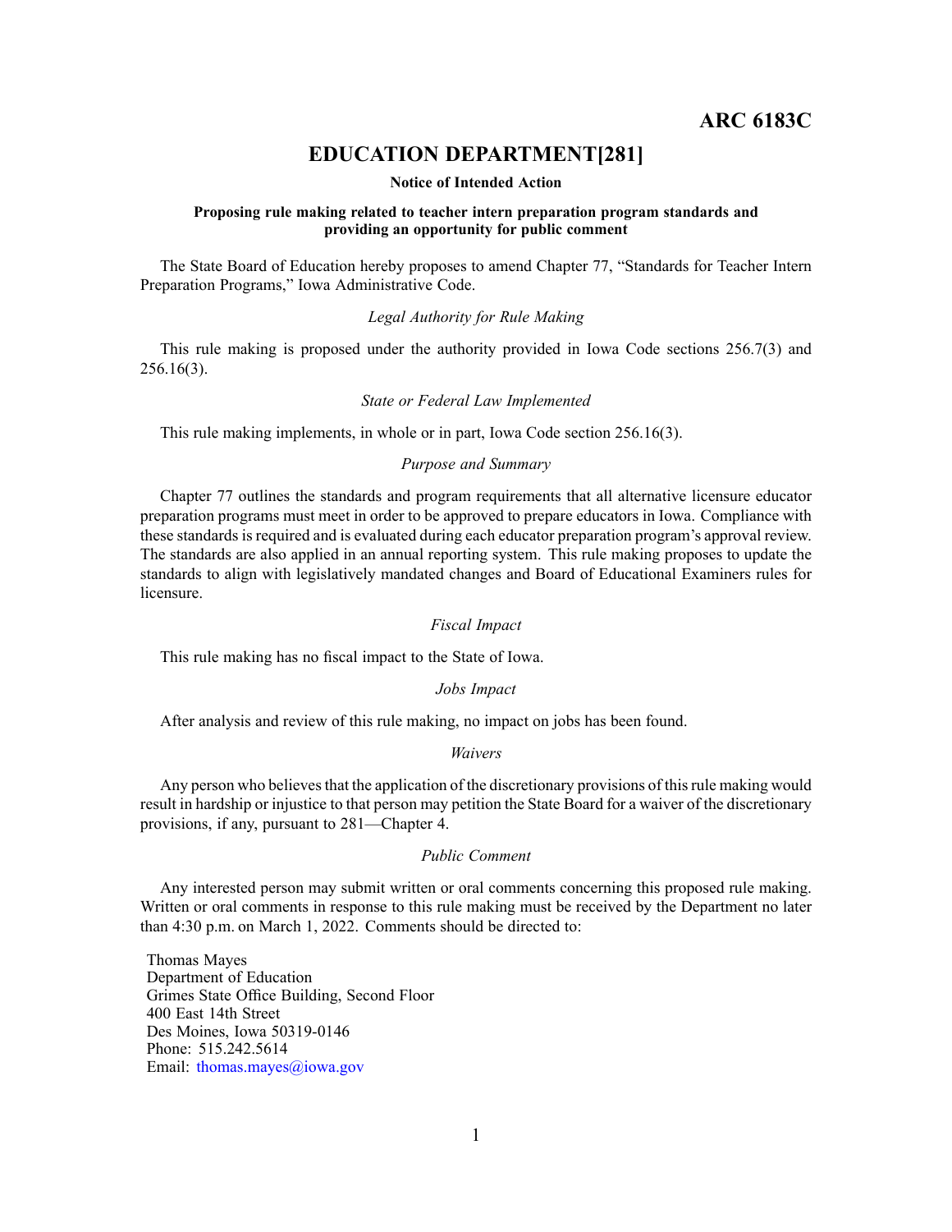**ARC 6183C**

# EDUCATION DEPARTMENT[281]

**Notice of Intended Action**

**Proposing rule making related to teacher intern preparation program standards and providing an opportunity for public comment**

The State Board of Education hereby proposes to amend Chapter 77, "Standards for Teacher Intern Preparation Programs," Iowa Administrative Code.

*Legal Authority for Rule Making*

This rule making is proposed under the authority provided in Iowa Code sections 256.7(3) and 256.16(3).

*State or Federal Law Implemented*

This rule making implements, in whole or in part, Iowa Code section 256.16(3).

*Purpose and Summary*

Chapter 77 outlines the standards and program requirements that all alternative licensure educator preparation programs must meet in order to be approved to prepare educators in Iowa. Compliance with these standards is required and is evaluated during each educator preparation program's approval review. The standards are also applied in an annual reporting system. This rule making proposes to update the standards to align with legislatively mandated changes and Board of Educational Examiners rules for licensure.

*Fiscal Impact*

This rule making has no fiscal impact to the State of Iowa.

*Jobs Impact*

After analysis and review of this rule making, no impact on jobs has been found.

*Waivers*

Any person who believes that the application of the discretionary provisions of this rule making would result in hardship or injustice to that person may petition the State Board for a waiver of the discretionary provisions, if any, pursuant to 281—Chapter 4.

*Public Comment*

Any interested person may submit written or oral comments concerning this proposed rule making. Written or oral comments in response to this rule making must be received by the Department no later than 4:30 p.m. on March 1, 2022. Comments should be directed to:

Thomas Mayes
Department of Education
Grimes State Office Building, Second Floor
400 East 14th Street
Des Moines, Iowa 50319-0146
Phone: 515.242.5614
Email: thomas.mayes@iowa.gov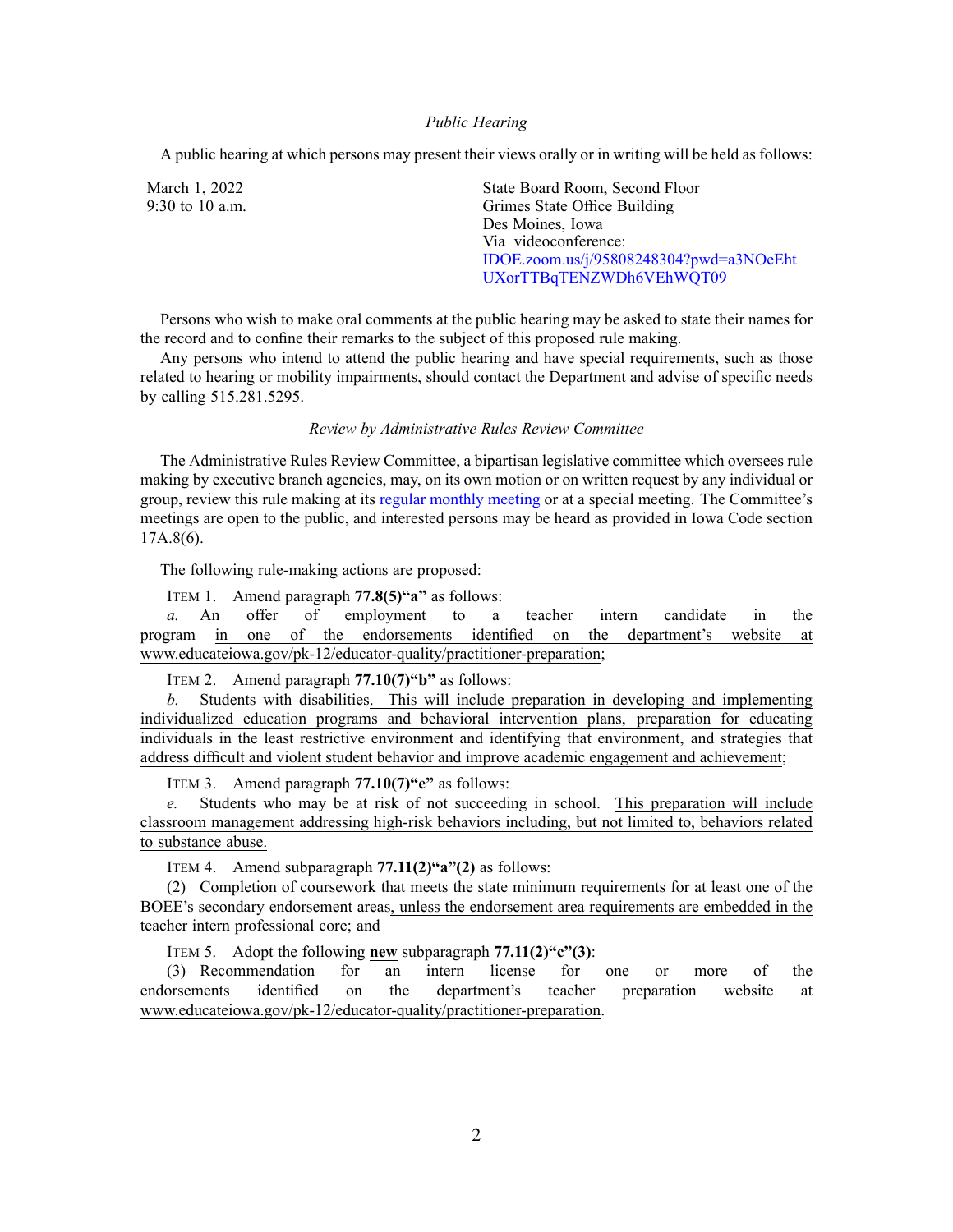*Public Hearing*

A public hearing at which persons may present their views orally or in writing will be held as follows:

| | |
|---|---|
| March 1, 2022<br>9:30 to 10 a.m. | State Board Room, Second Floor<br>Grimes State Office Building<br>Des Moines, Iowa<br>Via videoconference:<br>IDOE.zoom.us/j/95808248304?pwd=a3NOeEhtUXorTTBqTENZWDh6VEhWQT09 |

Persons who wish to make oral comments at the public hearing may be asked to state their names for the record and to confine their remarks to the subject of this proposed rule making.

Any persons who intend to attend the public hearing and have special requirements, such as those related to hearing or mobility impairments, should contact the Department and advise of specific needs by calling 515.281.5295.

*Review by Administrative Rules Review Committee*

The Administrative Rules Review Committee, a bipartisan legislative committee which oversees rule making by executive branch agencies, may, on its own motion or on written request by any individual or group, review this rule making at its regular monthly meeting or at a special meeting. The Committee's meetings are open to the public, and interested persons may be heard as provided in Iowa Code section 17A.8(6).

The following rule-making actions are proposed:

ITEM 1. Amend paragraph **77.8(5)"a"** as follows:

*a.* An offer of employment to a teacher intern candidate in the program in one of the endorsements identified on the department's website at www.educateiowa.gov/pk-12/educator-quality/practitioner-preparation;

ITEM 2. Amend paragraph **77.10(7)"b"** as follows:

*b.* Students with disabilities. This will include preparation in developing and implementing individualized education programs and behavioral intervention plans, preparation for educating individuals in the least restrictive environment and identifying that environment, and strategies that address difficult and violent student behavior and improve academic engagement and achievement;

ITEM 3. Amend paragraph **77.10(7)"e"** as follows:

*e.* Students who may be at risk of not succeeding in school. This preparation will include classroom management addressing high-risk behaviors including, but not limited to, behaviors related to substance abuse.

ITEM 4. Amend subparagraph **77.11(2)"a"(2)** as follows:

(2) Completion of coursework that meets the state minimum requirements for at least one of the BOEE's secondary endorsement areas, unless the endorsement area requirements are embedded in the teacher intern professional core; and

ITEM 5. Adopt the following **new** subparagraph **77.11(2)"c"(3)**:

(3) Recommendation for an intern license for one or more of the endorsements identified on the department's teacher preparation website at www.educateiowa.gov/pk-12/educator-quality/practitioner-preparation.